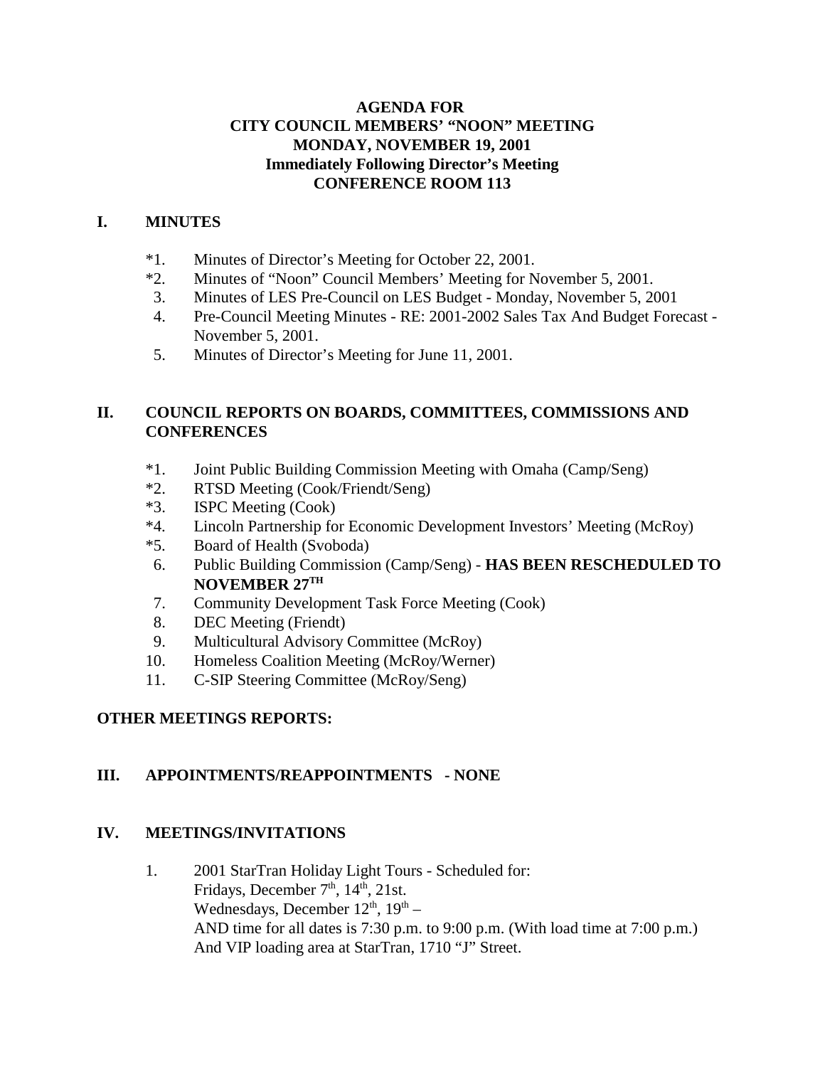**AGENDA FOR**
**CITY COUNCIL MEMBERS' "NOON" MEETING**
**MONDAY, NOVEMBER 19, 2001**
**Immediately Following Director's Meeting**
**CONFERENCE ROOM 113**

## I. MINUTES

*1. Minutes of Director's Meeting for October 22, 2001.
*2. Minutes of "Noon" Council Members' Meeting for November 5, 2001.
3. Minutes of LES Pre-Council on LES Budget - Monday, November 5, 2001
4. Pre-Council Meeting Minutes - RE: 2001-2002 Sales Tax And Budget Forecast - November 5, 2001.
5. Minutes of Director's Meeting for June 11, 2001.

## II. COUNCIL REPORTS ON BOARDS, COMMITTEES, COMMISSIONS AND CONFERENCES

*1. Joint Public Building Commission Meeting with Omaha (Camp/Seng)
*2. RTSD Meeting (Cook/Friendt/Seng)
*3. ISPC Meeting (Cook)
*4. Lincoln Partnership for Economic Development Investors' Meeting (McRoy)
*5. Board of Health (Svoboda)
6. Public Building Commission (Camp/Seng) - **HAS BEEN RESCHEDULED TO NOVEMBER 27TH**
7. Community Development Task Force Meeting (Cook)
8. DEC Meeting (Friendt)
9. Multicultural Advisory Committee (McRoy)
10. Homeless Coalition Meeting (McRoy/Werner)
11. C-SIP Steering Committee (McRoy/Seng)

**OTHER MEETINGS REPORTS:**

## III. APPOINTMENTS/REAPPOINTMENTS - NONE

## IV. MEETINGS/INVITATIONS

1. 2001 StarTran Holiday Light Tours - Scheduled for:
   Fridays, December 7th, 14th, 21st.
   Wednesdays, December 12th, 19th –
   AND time for all dates is 7:30 p.m. to 9:00 p.m. (With load time at 7:00 p.m.)
   And VIP loading area at StarTran, 1710 "J" Street.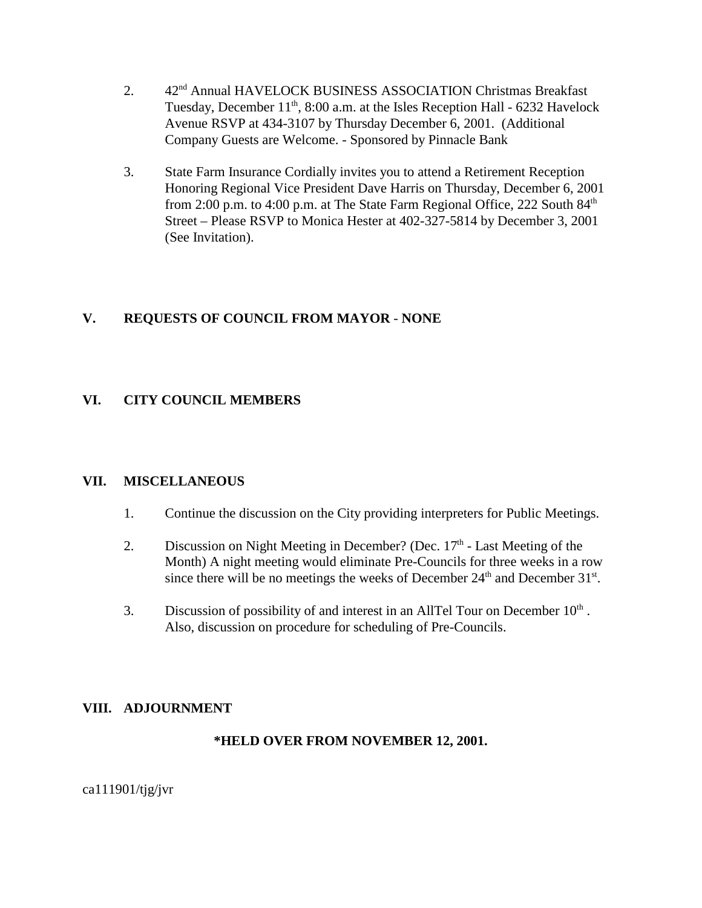2. 42nd Annual HAVELOCK BUSINESS ASSOCIATION Christmas Breakfast Tuesday, December 11th, 8:00 a.m. at the Isles Reception Hall - 6232 Havelock Avenue RSVP at 434-3107 by Thursday December 6, 2001. (Additional Company Guests are Welcome. - Sponsored by Pinnacle Bank

3. State Farm Insurance Cordially invites you to attend a Retirement Reception Honoring Regional Vice President Dave Harris on Thursday, December 6, 2001 from 2:00 p.m. to 4:00 p.m. at The State Farm Regional Office, 222 South 84th Street – Please RSVP to Monica Hester at 402-327-5814 by December 3, 2001 (See Invitation).

## V. REQUESTS OF COUNCIL FROM MAYOR - NONE

## VI. CITY COUNCIL MEMBERS

## VII. MISCELLANEOUS

1. Continue the discussion on the City providing interpreters for Public Meetings.

2. Discussion on Night Meeting in December? (Dec. 17th - Last Meeting of the Month) A night meeting would eliminate Pre-Councils for three weeks in a row since there will be no meetings the weeks of December 24th and December 31st.

3. Discussion of possibility of and interest in an AllTel Tour on December 10th. Also, discussion on procedure for scheduling of Pre-Councils.

## VIII. ADJOURNMENT

**\*HELD OVER FROM NOVEMBER 12, 2001.**

ca111901/tjg/jvr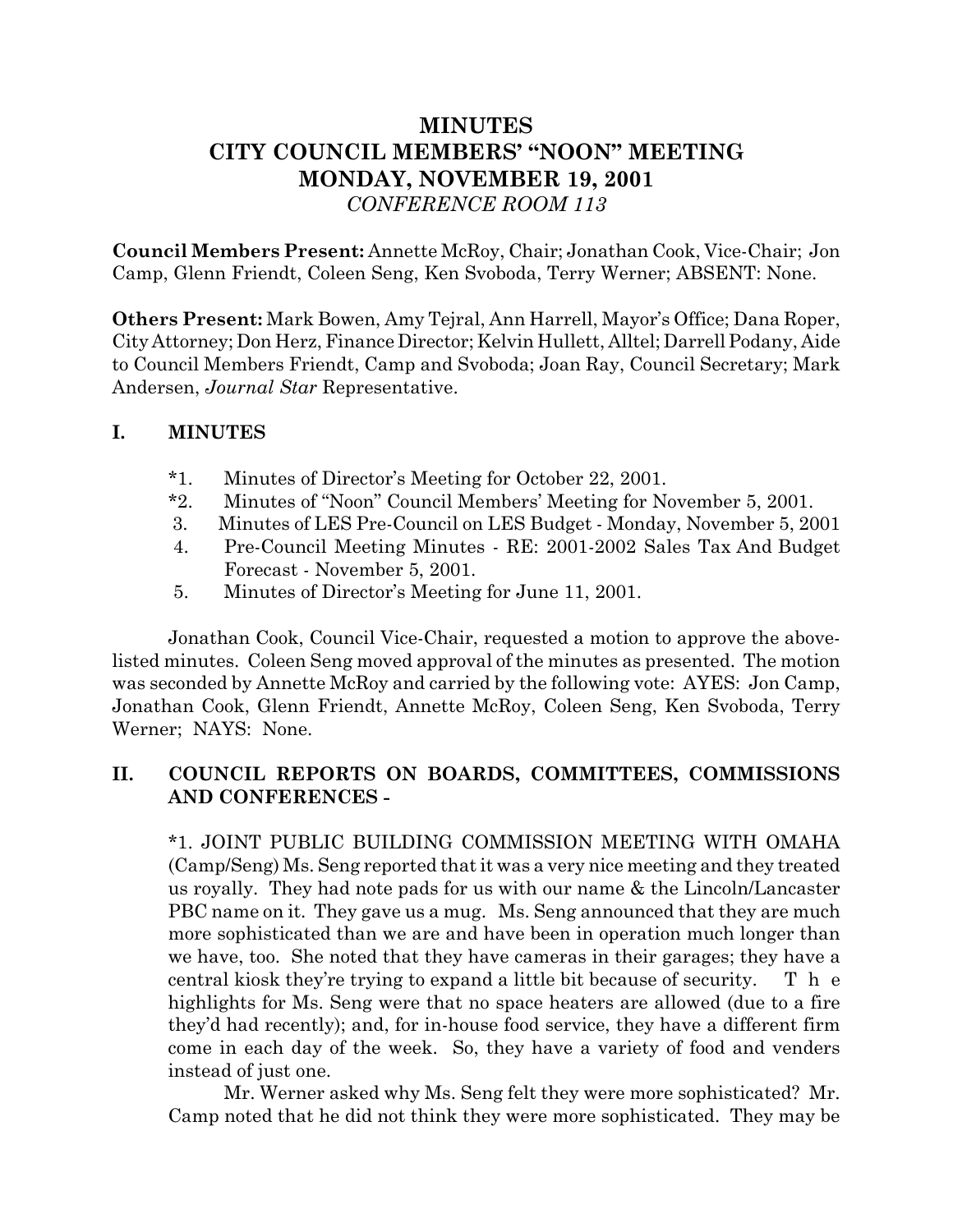# MINUTES
# CITY COUNCIL MEMBERS' "NOON" MEETING
# MONDAY, NOVEMBER 19, 2001
*CONFERENCE ROOM 113*

**Council Members Present:** Annette McRoy, Chair; Jonathan Cook, Vice-Chair; Jon Camp, Glenn Friendt, Coleen Seng, Ken Svoboda, Terry Werner; ABSENT: None.

**Others Present:** Mark Bowen, Amy Tejral, Ann Harrell, Mayor's Office; Dana Roper, City Attorney; Don Herz, Finance Director; Kelvin Hullett, Alltel; Darrell Podany, Aide to Council Members Friendt, Camp and Svoboda; Joan Ray, Council Secretary; Mark Andersen, *Journal Star* Representative.

## I. MINUTES

*1. Minutes of Director's Meeting for October 22, 2001.
*2. Minutes of "Noon" Council Members' Meeting for November 5, 2001.
3. Minutes of LES Pre-Council on LES Budget - Monday, November 5, 2001
4. Pre-Council Meeting Minutes - RE: 2001-2002 Sales Tax And Budget Forecast - November 5, 2001.
5. Minutes of Director's Meeting for June 11, 2001.

Jonathan Cook, Council Vice-Chair, requested a motion to approve the above-listed minutes. Coleen Seng moved approval of the minutes as presented. The motion was seconded by Annette McRoy and carried by the following vote: AYES: Jon Camp, Jonathan Cook, Glenn Friendt, Annette McRoy, Coleen Seng, Ken Svoboda, Terry Werner; NAYS: None.

## II. COUNCIL REPORTS ON BOARDS, COMMITTEES, COMMISSIONS AND CONFERENCES -

*1. JOINT PUBLIC BUILDING COMMISSION MEETING WITH OMAHA (Camp/Seng) Ms. Seng reported that it was a very nice meeting and they treated us royally. They had note pads for us with our name & the Lincoln/Lancaster PBC name on it. They gave us a mug. Ms. Seng announced that they are much more sophisticated than we are and have been in operation much longer than we have, too. She noted that they have cameras in their garages; they have a central kiosk they're trying to expand a little bit because of security. The highlights for Ms. Seng were that no space heaters are allowed (due to a fire they'd had recently); and, for in-house food service, they have a different firm come in each day of the week. So, they have a variety of food and venders instead of just one.

Mr. Werner asked why Ms. Seng felt they were more sophisticated? Mr. Camp noted that he did not think they were more sophisticated. They may be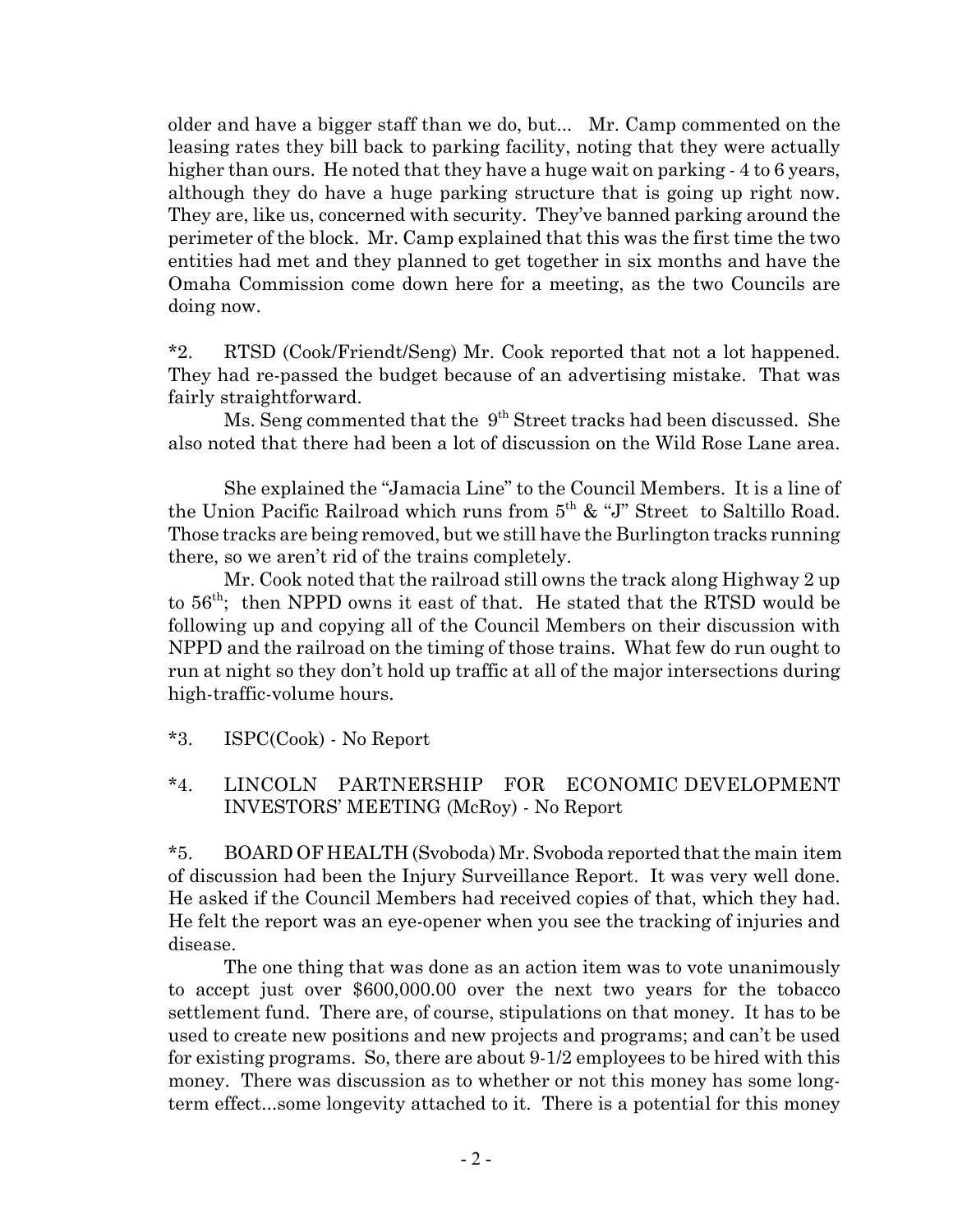older and have a bigger staff than we do, but... Mr. Camp commented on the leasing rates they bill back to parking facility, noting that they were actually higher than ours. He noted that they have a huge wait on parking - 4 to 6 years, although they do have a huge parking structure that is going up right now. They are, like us, concerned with security. They've banned parking around the perimeter of the block. Mr. Camp explained that this was the first time the two entities had met and they planned to get together in six months and have the Omaha Commission come down here for a meeting, as the two Councils are doing now.

*2. RTSD (Cook/Friendt/Seng) Mr. Cook reported that not a lot happened. They had re-passed the budget because of an advertising mistake. That was fairly straightforward.

Ms. Seng commented that the 9th Street tracks had been discussed. She also noted that there had been a lot of discussion on the Wild Rose Lane area.

She explained the "Jamacia Line" to the Council Members. It is a line of the Union Pacific Railroad which runs from 5th & "J" Street to Saltillo Road. Those tracks are being removed, but we still have the Burlington tracks running there, so we aren't rid of the trains completely.

Mr. Cook noted that the railroad still owns the track along Highway 2 up to 56th; then NPPD owns it east of that. He stated that the RTSD would be following up and copying all of the Council Members on their discussion with NPPD and the railroad on the timing of those trains. What few do run ought to run at night so they don't hold up traffic at all of the major intersections during high-traffic-volume hours.

*3. ISPC(Cook) - No Report

*4. LINCOLN PARTNERSHIP FOR ECONOMIC DEVELOPMENT INVESTORS' MEETING (McRoy) - No Report

*5. BOARD OF HEALTH (Svoboda) Mr. Svoboda reported that the main item of discussion had been the Injury Surveillance Report. It was very well done. He asked if the Council Members had received copies of that, which they had. He felt the report was an eye-opener when you see the tracking of injuries and disease.

The one thing that was done as an action item was to vote unanimously to accept just over $600,000.00 over the next two years for the tobacco settlement fund. There are, of course, stipulations on that money. It has to be used to create new positions and new projects and programs; and can't be used for existing programs. So, there are about 9-1/2 employees to be hired with this money. There was discussion as to whether or not this money has some long-term effect...some longevity attached to it. There is a potential for this money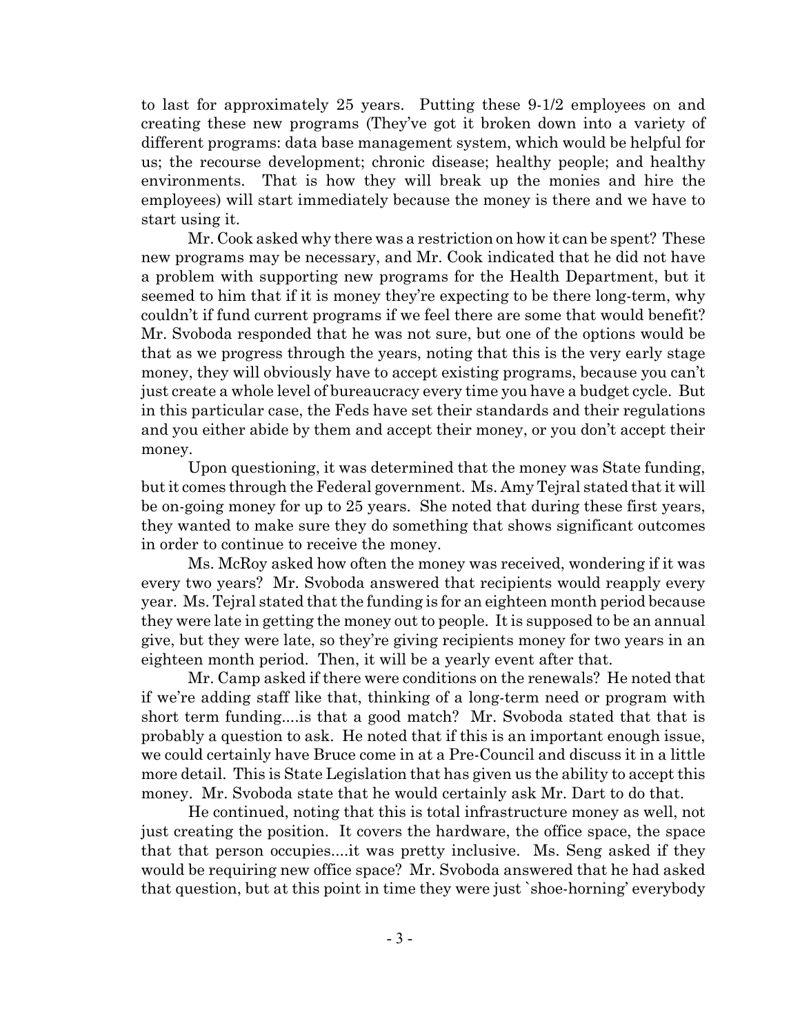to last for approximately 25 years. Putting these 9-1/2 employees on and creating these new programs (They've got it broken down into a variety of different programs: data base management system, which would be helpful for us; the recourse development; chronic disease; healthy people; and healthy environments. That is how they will break up the monies and hire the employees) will start immediately because the money is there and we have to start using it.

Mr. Cook asked why there was a restriction on how it can be spent? These new programs may be necessary, and Mr. Cook indicated that he did not have a problem with supporting new programs for the Health Department, but it seemed to him that if it is money they're expecting to be there long-term, why couldn't if fund current programs if we feel there are some that would benefit? Mr. Svoboda responded that he was not sure, but one of the options would be that as we progress through the years, noting that this is the very early stage money, they will obviously have to accept existing programs, because you can't just create a whole level of bureaucracy every time you have a budget cycle. But in this particular case, the Feds have set their standards and their regulations and you either abide by them and accept their money, or you don't accept their money.

Upon questioning, it was determined that the money was State funding, but it comes through the Federal government. Ms. Amy Tejral stated that it will be on-going money for up to 25 years. She noted that during these first years, they wanted to make sure they do something that shows significant outcomes in order to continue to receive the money.

Ms. McRoy asked how often the money was received, wondering if it was every two years? Mr. Svoboda answered that recipients would reapply every year. Ms. Tejral stated that the funding is for an eighteen month period because they were late in getting the money out to people. It is supposed to be an annual give, but they were late, so they're giving recipients money for two years in an eighteen month period. Then, it will be a yearly event after that.

Mr. Camp asked if there were conditions on the renewals? He noted that if we're adding staff like that, thinking of a long-term need or program with short term funding....is that a good match? Mr. Svoboda stated that that is probably a question to ask. He noted that if this is an important enough issue, we could certainly have Bruce come in at a Pre-Council and discuss it in a little more detail. This is State Legislation that has given us the ability to accept this money. Mr. Svoboda state that he would certainly ask Mr. Dart to do that.

He continued, noting that this is total infrastructure money as well, not just creating the position. It covers the hardware, the office space, the space that that person occupies....it was pretty inclusive. Ms. Seng asked if they would be requiring new office space? Mr. Svoboda answered that he had asked that question, but at this point in time they were just `shoe-horning' everybody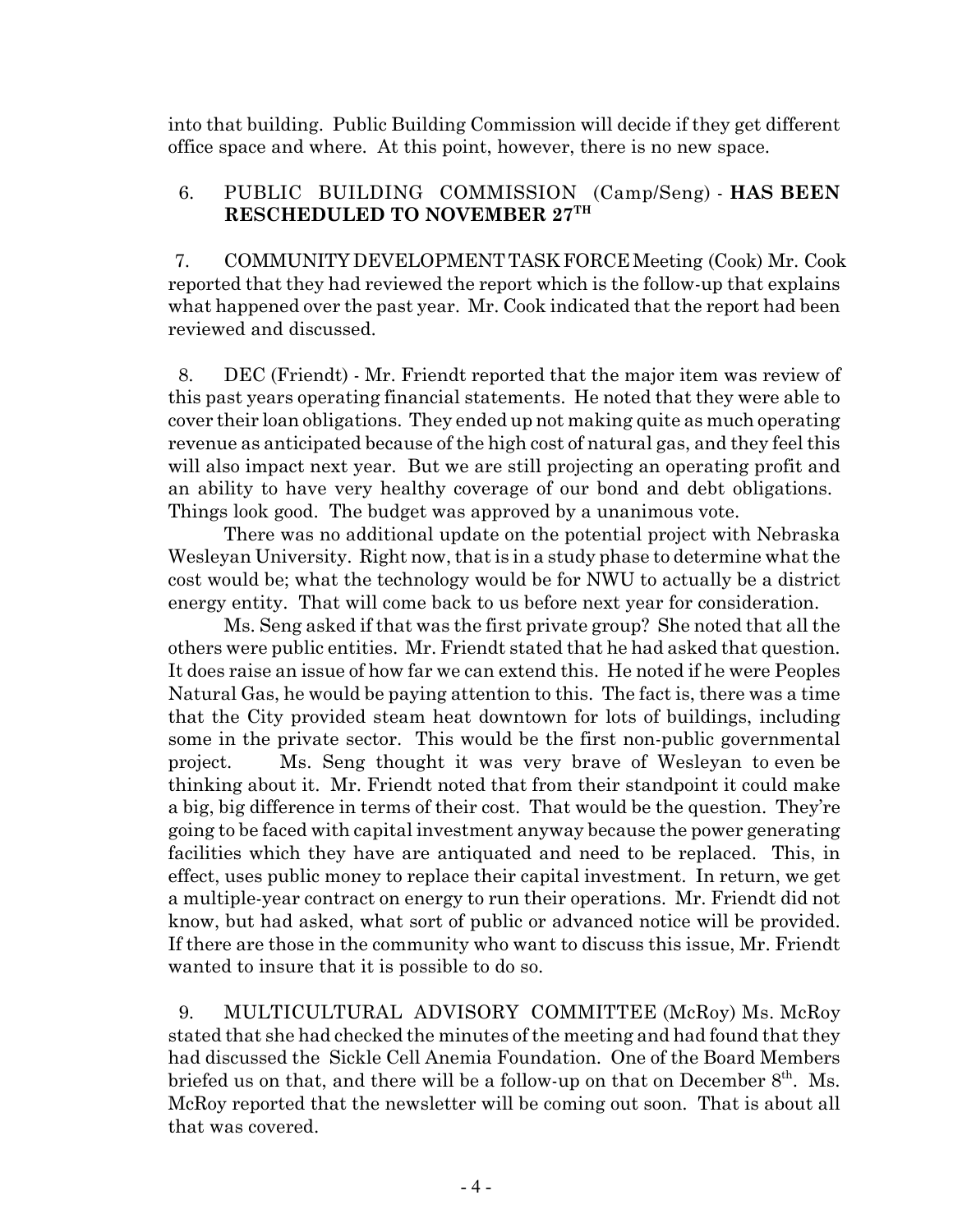into that building. Public Building Commission will decide if they get different office space and where. At this point, however, there is no new space.

6. PUBLIC BUILDING COMMISSION (Camp/Seng) - **HAS BEEN RESCHEDULED TO NOVEMBER 27TH**

7. COMMUNITY DEVELOPMENT TASK FORCE Meeting (Cook) Mr. Cook reported that they had reviewed the report which is the follow-up that explains what happened over the past year. Mr. Cook indicated that the report had been reviewed and discussed.

8. DEC (Friendt) - Mr. Friendt reported that the major item was review of this past years operating financial statements. He noted that they were able to cover their loan obligations. They ended up not making quite as much operating revenue as anticipated because of the high cost of natural gas, and they feel this will also impact next year. But we are still projecting an operating profit and an ability to have very healthy coverage of our bond and debt obligations. Things look good. The budget was approved by a unanimous vote.

There was no additional update on the potential project with Nebraska Wesleyan University. Right now, that is in a study phase to determine what the cost would be; what the technology would be for NWU to actually be a district energy entity. That will come back to us before next year for consideration.

Ms. Seng asked if that was the first private group? She noted that all the others were public entities. Mr. Friendt stated that he had asked that question. It does raise an issue of how far we can extend this. He noted if he were Peoples Natural Gas, he would be paying attention to this. The fact is, there was a time that the City provided steam heat downtown for lots of buildings, including some in the private sector. This would be the first non-public governmental project. Ms. Seng thought it was very brave of Wesleyan to even be thinking about it. Mr. Friendt noted that from their standpoint it could make a big, big difference in terms of their cost. That would be the question. They're going to be faced with capital investment anyway because the power generating facilities which they have are antiquated and need to be replaced. This, in effect, uses public money to replace their capital investment. In return, we get a multiple-year contract on energy to run their operations. Mr. Friendt did not know, but had asked, what sort of public or advanced notice will be provided. If there are those in the community who want to discuss this issue, Mr. Friendt wanted to insure that it is possible to do so.

9. MULTICULTURAL ADVISORY COMMITTEE (McRoy) Ms. McRoy stated that she had checked the minutes of the meeting and had found that they had discussed the Sickle Cell Anemia Foundation. One of the Board Members briefed us on that, and there will be a follow-up on that on December 8th. Ms. McRoy reported that the newsletter will be coming out soon. That is about all that was covered.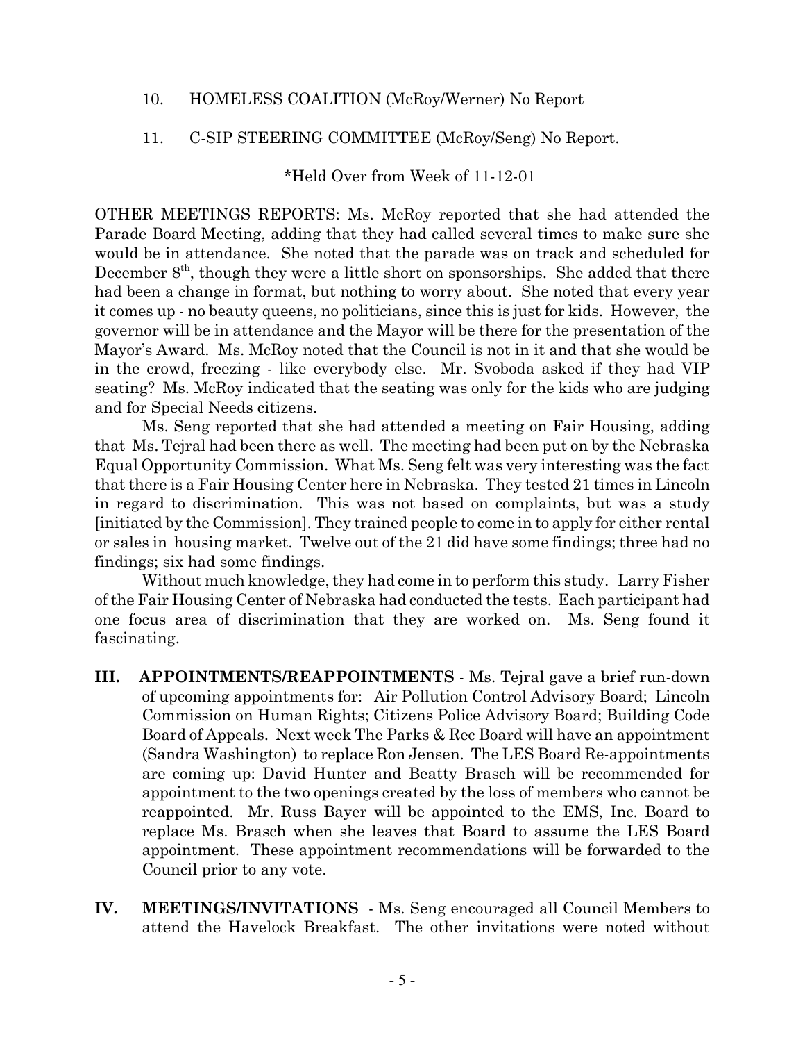10. HOMELESS COALITION (McRoy/Werner) No Report

11. C-SIP STEERING COMMITTEE (McRoy/Seng) No Report.

*Held Over from Week of 11-12-01

OTHER MEETINGS REPORTS: Ms. McRoy reported that she had attended the Parade Board Meeting, adding that they had called several times to make sure she would be in attendance. She noted that the parade was on track and scheduled for December 8th, though they were a little short on sponsorships. She added that there had been a change in format, but nothing to worry about. She noted that every year it comes up - no beauty queens, no politicians, since this is just for kids. However, the governor will be in attendance and the Mayor will be there for the presentation of the Mayor's Award. Ms. McRoy noted that the Council is not in it and that she would be in the crowd, freezing - like everybody else. Mr. Svoboda asked if they had VIP seating? Ms. McRoy indicated that the seating was only for the kids who are judging and for Special Needs citizens.

Ms. Seng reported that she had attended a meeting on Fair Housing, adding that Ms. Tejral had been there as well. The meeting had been put on by the Nebraska Equal Opportunity Commission. What Ms. Seng felt was very interesting was the fact that there is a Fair Housing Center here in Nebraska. They tested 21 times in Lincoln in regard to discrimination. This was not based on complaints, but was a study [initiated by the Commission]. They trained people to come in to apply for either rental or sales in housing market. Twelve out of the 21 did have some findings; three had no findings; six had some findings.

Without much knowledge, they had come in to perform this study. Larry Fisher of the Fair Housing Center of Nebraska had conducted the tests. Each participant had one focus area of discrimination that they are worked on. Ms. Seng found it fascinating.

**III. APPOINTMENTS/REAPPOINTMENTS** - Ms. Tejral gave a brief run-down of upcoming appointments for: Air Pollution Control Advisory Board; Lincoln Commission on Human Rights; Citizens Police Advisory Board; Building Code Board of Appeals. Next week The Parks & Rec Board will have an appointment (Sandra Washington) to replace Ron Jensen. The LES Board Re-appointments are coming up: David Hunter and Beatty Brasch will be recommended for appointment to the two openings created by the loss of members who cannot be reappointed. Mr. Russ Bayer will be appointed to the EMS, Inc. Board to replace Ms. Brasch when she leaves that Board to assume the LES Board appointment. These appointment recommendations will be forwarded to the Council prior to any vote.

**IV. MEETINGS/INVITATIONS** - Ms. Seng encouraged all Council Members to attend the Havelock Breakfast. The other invitations were noted without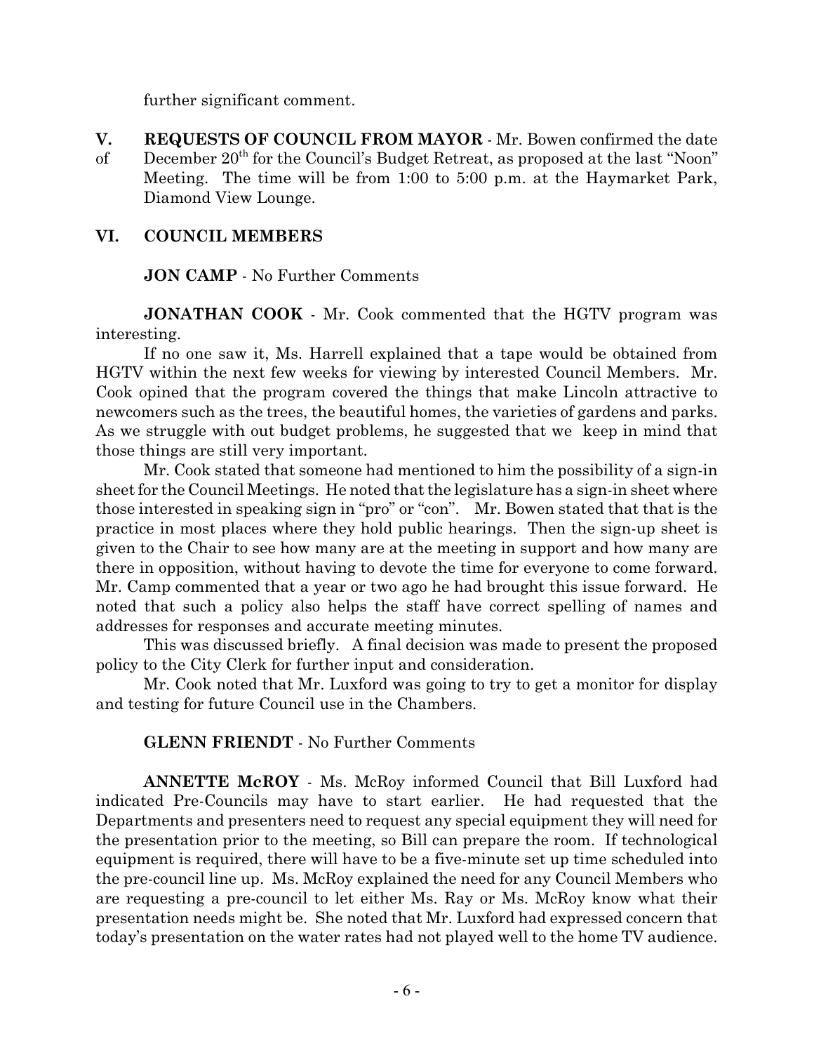further significant comment.

**V. REQUESTS OF COUNCIL FROM MAYOR** - Mr. Bowen confirmed the date of December 20th for the Council's Budget Retreat, as proposed at the last "Noon" Meeting. The time will be from 1:00 to 5:00 p.m. at the Haymarket Park, Diamond View Lounge.

**VI. COUNCIL MEMBERS**

**JON CAMP** - No Further Comments

**JONATHAN COOK** - Mr. Cook commented that the HGTV program was interesting.

If no one saw it, Ms. Harrell explained that a tape would be obtained from HGTV within the next few weeks for viewing by interested Council Members. Mr. Cook opined that the program covered the things that make Lincoln attractive to newcomers such as the trees, the beautiful homes, the varieties of gardens and parks. As we struggle with out budget problems, he suggested that we keep in mind that those things are still very important.

Mr. Cook stated that someone had mentioned to him the possibility of a sign-in sheet for the Council Meetings. He noted that the legislature has a sign-in sheet where those interested in speaking sign in "pro" or "con". Mr. Bowen stated that that is the practice in most places where they hold public hearings. Then the sign-up sheet is given to the Chair to see how many are at the meeting in support and how many are there in opposition, without having to devote the time for everyone to come forward. Mr. Camp commented that a year or two ago he had brought this issue forward. He noted that such a policy also helps the staff have correct spelling of names and addresses for responses and accurate meeting minutes.

This was discussed briefly. A final decision was made to present the proposed policy to the City Clerk for further input and consideration.

Mr. Cook noted that Mr. Luxford was going to try to get a monitor for display and testing for future Council use in the Chambers.

**GLENN FRIENDT** - No Further Comments

**ANNETTE McROY** - Ms. McRoy informed Council that Bill Luxford had indicated Pre-Councils may have to start earlier. He had requested that the Departments and presenters need to request any special equipment they will need for the presentation prior to the meeting, so Bill can prepare the room. If technological equipment is required, there will have to be a five-minute set up time scheduled into the pre-council line up. Ms. McRoy explained the need for any Council Members who are requesting a pre-council to let either Ms. Ray or Ms. McRoy know what their presentation needs might be. She noted that Mr. Luxford had expressed concern that today's presentation on the water rates had not played well to the home TV audience.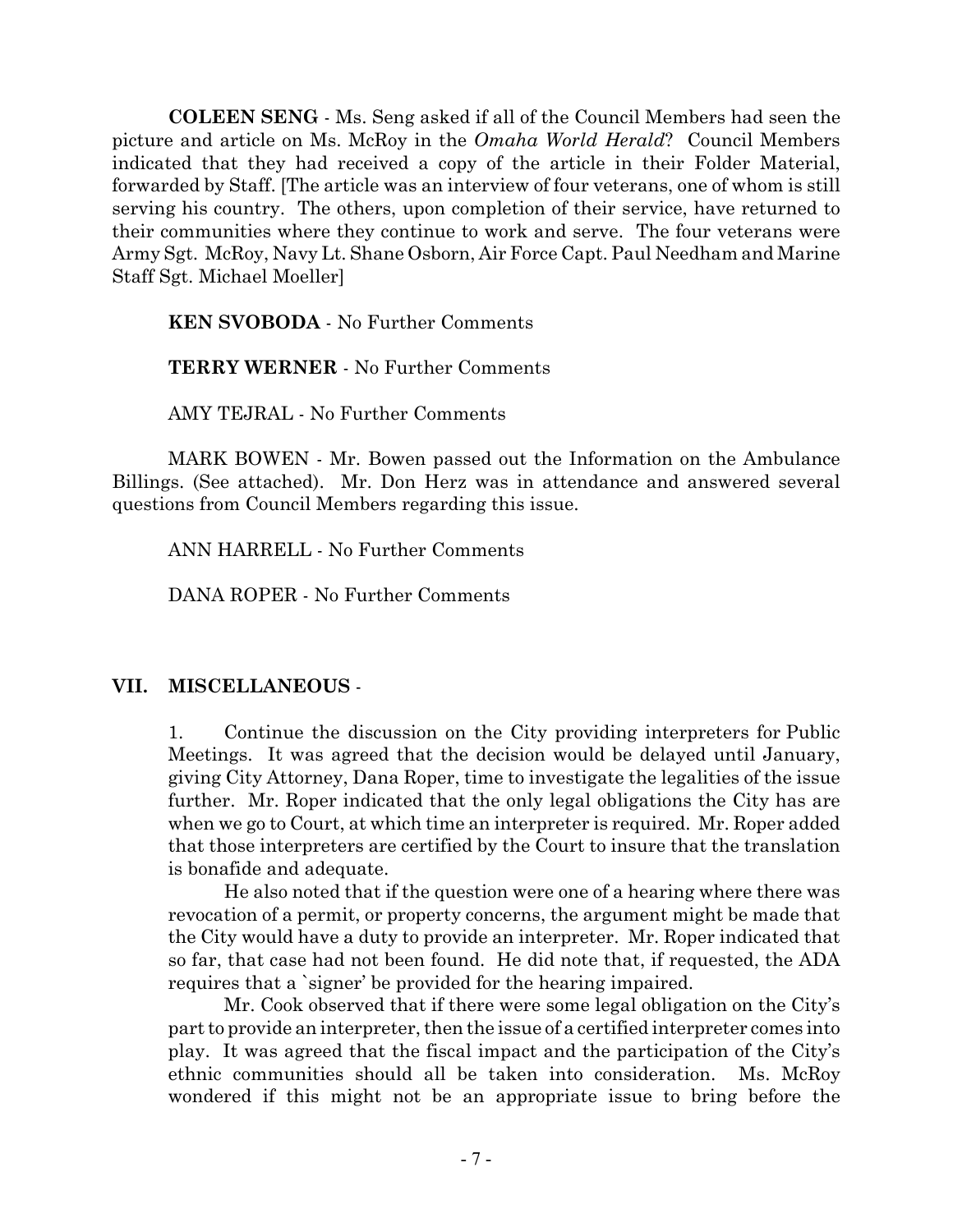**COLEEN SENG** - Ms. Seng asked if all of the Council Members had seen the picture and article on Ms. McRoy in the *Omaha World Herald*? Council Members indicated that they had received a copy of the article in their Folder Material, forwarded by Staff. [The article was an interview of four veterans, one of whom is still serving his country. The others, upon completion of their service, have returned to their communities where they continue to work and serve. The four veterans were Army Sgt. McRoy, Navy Lt. Shane Osborn, Air Force Capt. Paul Needham and Marine Staff Sgt. Michael Moeller]

**KEN SVOBODA** - No Further Comments

**TERRY WERNER** - No Further Comments

AMY TEJRAL - No Further Comments

MARK BOWEN - Mr. Bowen passed out the Information on the Ambulance Billings. (See attached). Mr. Don Herz was in attendance and answered several questions from Council Members regarding this issue.

ANN HARRELL - No Further Comments

DANA ROPER - No Further Comments

## VII. MISCELLANEOUS -

1. Continue the discussion on the City providing interpreters for Public Meetings. It was agreed that the decision would be delayed until January, giving City Attorney, Dana Roper, time to investigate the legalities of the issue further. Mr. Roper indicated that the only legal obligations the City has are when we go to Court, at which time an interpreter is required. Mr. Roper added that those interpreters are certified by the Court to insure that the translation is bonafide and adequate.

He also noted that if the question were one of a hearing where there was revocation of a permit, or property concerns, the argument might be made that the City would have a duty to provide an interpreter. Mr. Roper indicated that so far, that case had not been found. He did note that, if requested, the ADA requires that a `signer' be provided for the hearing impaired.

Mr. Cook observed that if there were some legal obligation on the City's part to provide an interpreter, then the issue of a certified interpreter comes into play. It was agreed that the fiscal impact and the participation of the City's ethnic communities should all be taken into consideration. Ms. McRoy wondered if this might not be an appropriate issue to bring before the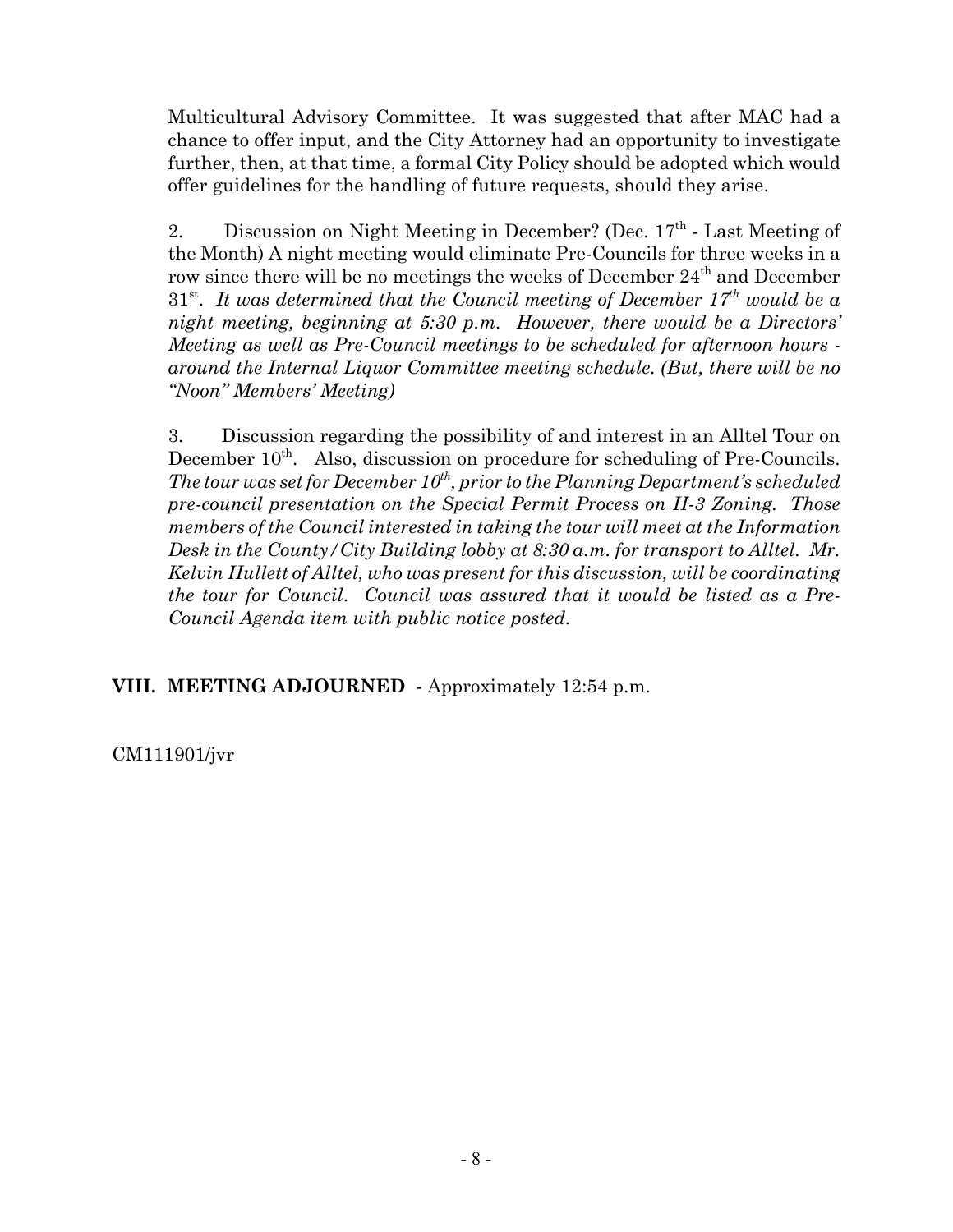Multicultural Advisory Committee. It was suggested that after MAC had a chance to offer input, and the City Attorney had an opportunity to investigate further, then, at that time, a formal City Policy should be adopted which would offer guidelines for the handling of future requests, should they arise.

2. Discussion on Night Meeting in December? (Dec. 17th - Last Meeting of the Month) A night meeting would eliminate Pre-Councils for three weeks in a row since there will be no meetings the weeks of December 24th and December 31st. *It was determined that the Council meeting of December 17th would be a night meeting, beginning at 5:30 p.m. However, there would be a Directors' Meeting as well as Pre-Council meetings to be scheduled for afternoon hours - around the Internal Liquor Committee meeting schedule. (But, there will be no "Noon" Members' Meeting)*

3. Discussion regarding the possibility of and interest in an Alltel Tour on December 10th. Also, discussion on procedure for scheduling of Pre-Councils. *The tour was set for December 10th, prior to the Planning Department's scheduled pre-council presentation on the Special Permit Process on H-3 Zoning. Those members of the Council interested in taking the tour will meet at the Information Desk in the County/City Building lobby at 8:30 a.m. for transport to Alltel. Mr. Kelvin Hullett of Alltel, who was present for this discussion, will be coordinating the tour for Council. Council was assured that it would be listed as a Pre-Council Agenda item with public notice posted.*

**VIII. MEETING ADJOURNED** - Approximately 12:54 p.m.

CM111901/jvr